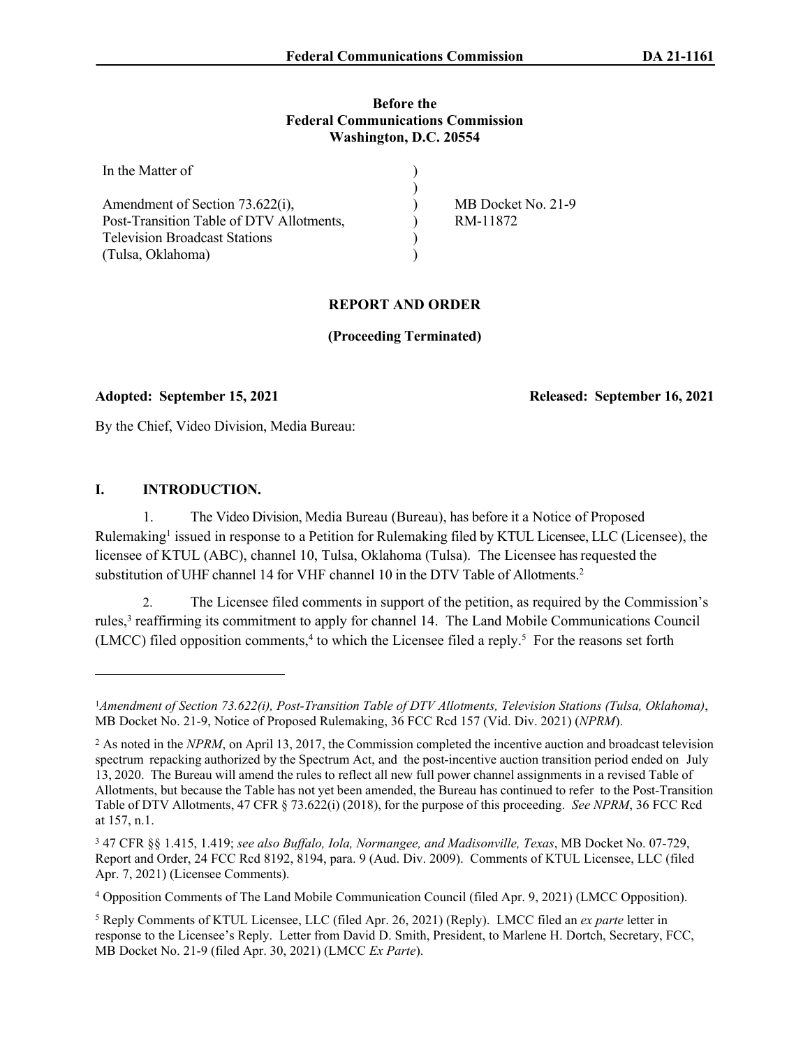**Before the**
**Federal Communications Commission**
**Washington, D.C. 20554**

| In the Matter of | ) | |
|---|---|---|
| | ) | |
| Amendment of Section 73.622(i), | ) | MB Docket No. 21-9 |
| Post-Transition Table of DTV Allotments, | ) | RM-11872 |
| Television Broadcast Stations | ) | |
| (Tulsa, Oklahoma) | ) | |

## REPORT AND ORDER

**(Proceeding Terminated)**

**Adopted: September 15, 2021** **Released: September 16, 2021**

By the Chief, Video Division, Media Bureau:

## I. INTRODUCTION.

1. The Video Division, Media Bureau (Bureau), has before it a Notice of Proposed Rulemaking[1] issued in response to a Petition for Rulemaking filed by KTUL Licensee, LLC (Licensee), the licensee of KTUL (ABC), channel 10, Tulsa, Oklahoma (Tulsa). The Licensee has requested the substitution of UHF channel 14 for VHF channel 10 in the DTV Table of Allotments.[2]

2. The Licensee filed comments in support of the petition, as required by the Commission's rules,[3] reaffirming its commitment to apply for channel 14. The Land Mobile Communications Council (LMCC) filed opposition comments,[4] to which the Licensee filed a reply.[5] For the reasons set forth

---

[1] *Amendment of Section 73.622(i), Post-Transition Table of DTV Allotments, Television Stations (Tulsa, Oklahoma)*, MB Docket No. 21-9, Notice of Proposed Rulemaking, 36 FCC Rcd 157 (Vid. Div. 2021) (*NPRM*).

[2] As noted in the *NPRM*, on April 13, 2017, the Commission completed the incentive auction and broadcast television spectrum repacking authorized by the Spectrum Act, and the post-incentive auction transition period ended on July 13, 2020. The Bureau will amend the rules to reflect all new full power channel assignments in a revised Table of Allotments, but because the Table has not yet been amended, the Bureau has continued to refer to the Post-Transition Table of DTV Allotments, 47 CFR § 73.622(i) (2018), for the purpose of this proceeding. *See NPRM*, 36 FCC Rcd at 157, n.1.

[3] 47 CFR §§ 1.415, 1.419; *see also Buffalo, Iola, Normangee, and Madisonville, Texas*, MB Docket No. 07-729, Report and Order, 24 FCC Rcd 8192, 8194, para. 9 (Aud. Div. 2009). Comments of KTUL Licensee, LLC (filed Apr. 7, 2021) (Licensee Comments).

[4] Opposition Comments of The Land Mobile Communication Council (filed Apr. 9, 2021) (LMCC Opposition).

[5] Reply Comments of KTUL Licensee, LLC (filed Apr. 26, 2021) (Reply). LMCC filed an *ex parte* letter in response to the Licensee's Reply. Letter from David D. Smith, President, to Marlene H. Dortch, Secretary, FCC, MB Docket No. 21-9 (filed Apr. 30, 2021) (LMCC *Ex Parte*).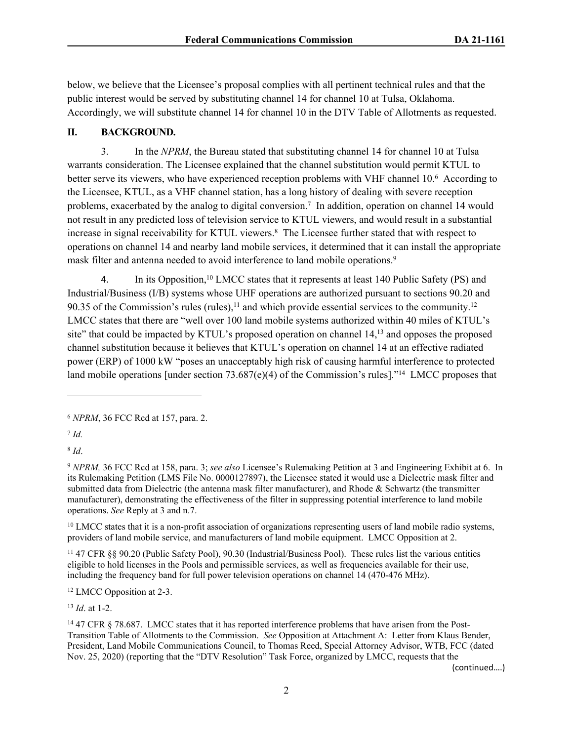below, we believe that the Licensee's proposal complies with all pertinent technical rules and that the public interest would be served by substituting channel 14 for channel 10 at Tulsa, Oklahoma. Accordingly, we will substitute channel 14 for channel 10 in the DTV Table of Allotments as requested.

## II. BACKGROUND.

3. In the *NPRM*, the Bureau stated that substituting channel 14 for channel 10 at Tulsa warrants consideration. The Licensee explained that the channel substitution would permit KTUL to better serve its viewers, who have experienced reception problems with VHF channel 10.[6] According to the Licensee, KTUL, as a VHF channel station, has a long history of dealing with severe reception problems, exacerbated by the analog to digital conversion.[7] In addition, operation on channel 14 would not result in any predicted loss of television service to KTUL viewers, and would result in a substantial increase in signal receivability for KTUL viewers.[8] The Licensee further stated that with respect to operations on channel 14 and nearby land mobile services, it determined that it can install the appropriate mask filter and antenna needed to avoid interference to land mobile operations.[9]

4. In its Opposition,[10] LMCC states that it represents at least 140 Public Safety (PS) and Industrial/Business (I/B) systems whose UHF operations are authorized pursuant to sections 90.20 and 90.35 of the Commission's rules (rules),[11] and which provide essential services to the community.[12] LMCC states that there are "well over 100 land mobile systems authorized within 40 miles of KTUL's site" that could be impacted by KTUL's proposed operation on channel 14,[13] and opposes the proposed channel substitution because it believes that KTUL's operation on channel 14 at an effective radiated power (ERP) of 1000 kW "poses an unacceptably high risk of causing harmful interference to protected land mobile operations [under section 73.687(e)(4) of the Commission's rules]."[14] LMCC proposes that

---

[6] *NPRM*, 36 FCC Rcd at 157, para. 2.

[7] *Id.*

[8] *Id*.

[9] *NPRM,* 36 FCC Rcd at 158, para. 3; *see also* Licensee's Rulemaking Petition at 3 and Engineering Exhibit at 6. In its Rulemaking Petition (LMS File No. 0000127897), the Licensee stated it would use a Dielectric mask filter and submitted data from Dielectric (the antenna mask filter manufacturer), and Rhode & Schwartz (the transmitter manufacturer), demonstrating the effectiveness of the filter in suppressing potential interference to land mobile operations. *See* Reply at 3 and n.7.

[10] LMCC states that it is a non-profit association of organizations representing users of land mobile radio systems, providers of land mobile service, and manufacturers of land mobile equipment. LMCC Opposition at 2.

[11] 47 CFR §§ 90.20 (Public Safety Pool), 90.30 (Industrial/Business Pool). These rules list the various entities eligible to hold licenses in the Pools and permissible services, as well as frequencies available for their use, including the frequency band for full power television operations on channel 14 (470-476 MHz).

[12] LMCC Opposition at 2-3.

[13] *Id*. at 1-2.

[14] 47 CFR § 78.687. LMCC states that it has reported interference problems that have arisen from the Post-Transition Table of Allotments to the Commission. *See* Opposition at Attachment A: Letter from Klaus Bender, President, Land Mobile Communications Council, to Thomas Reed, Special Attorney Advisor, WTB, FCC (dated Nov. 25, 2020) (reporting that the "DTV Resolution" Task Force, organized by LMCC, requests that the

(continued….)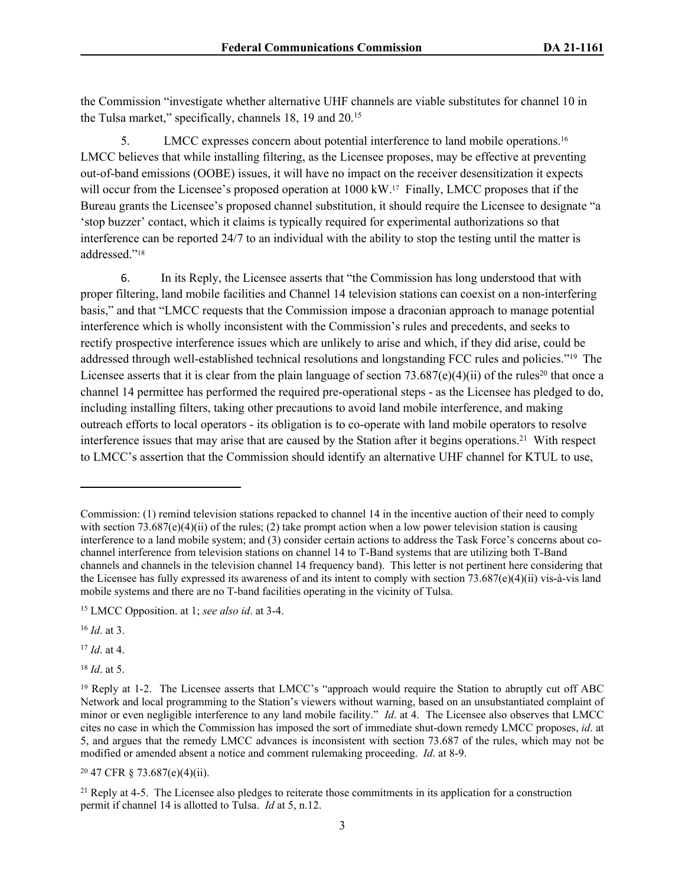the Commission "investigate whether alternative UHF channels are viable substitutes for channel 10 in the Tulsa market," specifically, channels 18, 19 and 20.[15]

5. LMCC expresses concern about potential interference to land mobile operations.[16] LMCC believes that while installing filtering, as the Licensee proposes, may be effective at preventing out-of-band emissions (OOBE) issues, it will have no impact on the receiver desensitization it expects will occur from the Licensee's proposed operation at 1000 kW.[17] Finally, LMCC proposes that if the Bureau grants the Licensee's proposed channel substitution, it should require the Licensee to designate "a 'stop buzzer' contact, which it claims is typically required for experimental authorizations so that interference can be reported 24/7 to an individual with the ability to stop the testing until the matter is addressed."[18]

6. In its Reply, the Licensee asserts that "the Commission has long understood that with proper filtering, land mobile facilities and Channel 14 television stations can coexist on a non-interfering basis," and that "LMCC requests that the Commission impose a draconian approach to manage potential interference which is wholly inconsistent with the Commission's rules and precedents, and seeks to rectify prospective interference issues which are unlikely to arise and which, if they did arise, could be addressed through well-established technical resolutions and longstanding FCC rules and policies."[19] The Licensee asserts that it is clear from the plain language of section 73.687(e)(4)(ii) of the rules[20] that once a channel 14 permittee has performed the required pre-operational steps - as the Licensee has pledged to do, including installing filters, taking other precautions to avoid land mobile interference, and making outreach efforts to local operators - its obligation is to co-operate with land mobile operators to resolve interference issues that may arise that are caused by the Station after it begins operations.[21] With respect to LMCC's assertion that the Commission should identify an alternative UHF channel for KTUL to use,

---

Commission: (1) remind television stations repacked to channel 14 in the incentive auction of their need to comply with section 73.687(e)(4)(ii) of the rules; (2) take prompt action when a low power television station is causing interference to a land mobile system; and (3) consider certain actions to address the Task Force's concerns about co-channel interference from television stations on channel 14 to T-Band systems that are utilizing both T-Band channels and channels in the television channel 14 frequency band). This letter is not pertinent here considering that the Licensee has fully expressed its awareness of and its intent to comply with section 73.687(e)(4)(ii) vis-à-vis land mobile systems and there are no T-band facilities operating in the vicinity of Tulsa.

[15] LMCC Opposition. at 1; *see also id*. at 3-4.

[16] *Id*. at 3.

[17] *Id*. at 4.

[18] *Id*. at 5.

[19] Reply at 1-2. The Licensee asserts that LMCC's "approach would require the Station to abruptly cut off ABC Network and local programming to the Station's viewers without warning, based on an unsubstantiated complaint of minor or even negligible interference to any land mobile facility." *Id*. at 4. The Licensee also observes that LMCC cites no case in which the Commission has imposed the sort of immediate shut-down remedy LMCC proposes, *id*. at 5, and argues that the remedy LMCC advances is inconsistent with section 73.687 of the rules, which may not be modified or amended absent a notice and comment rulemaking proceeding. *Id*. at 8-9.

[20] 47 CFR § 73.687(e)(4)(ii).

[21] Reply at 4-5. The Licensee also pledges to reiterate those commitments in its application for a construction permit if channel 14 is allotted to Tulsa. *Id* at 5, n.12.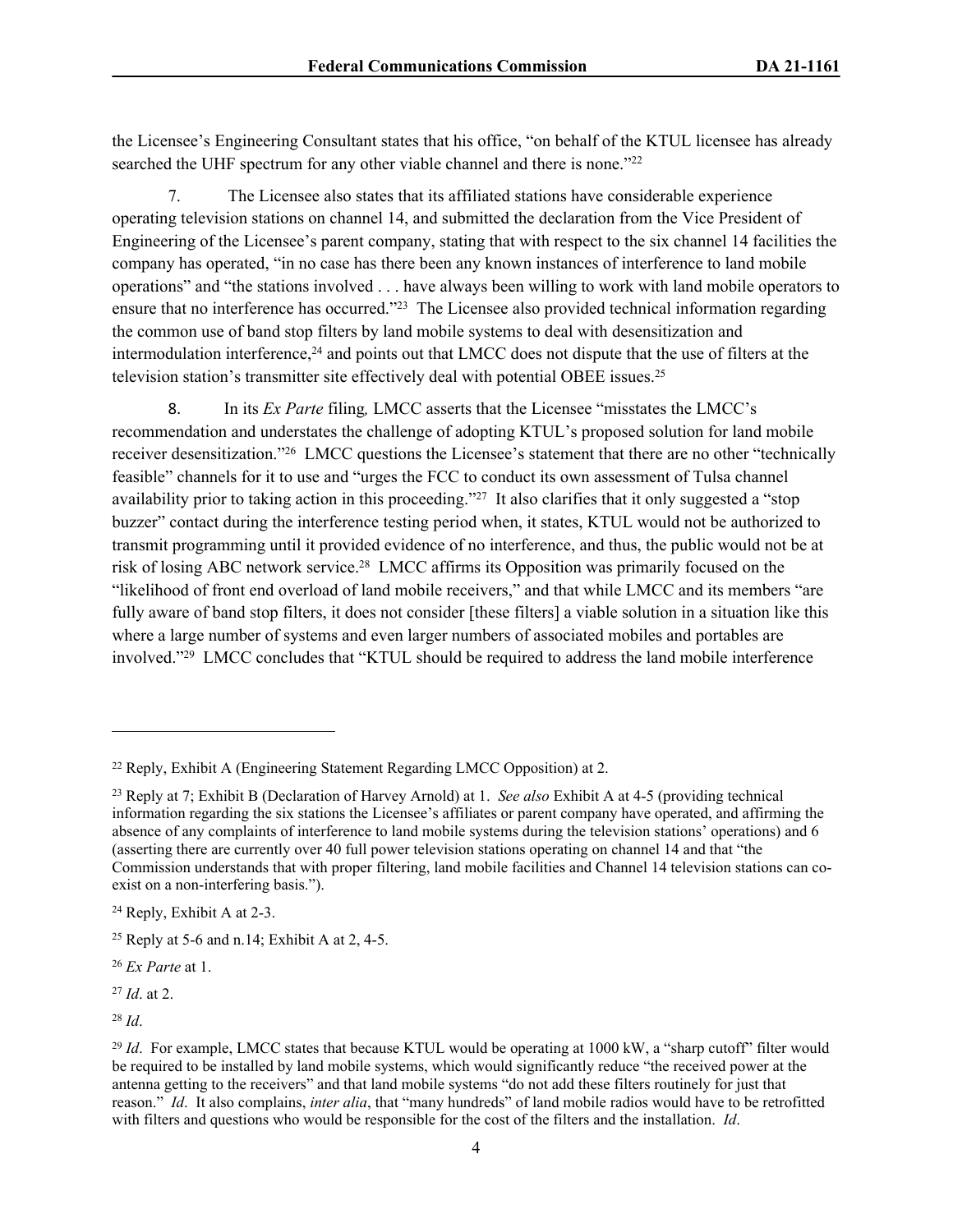the Licensee's Engineering Consultant states that his office, "on behalf of the KTUL licensee has already searched the UHF spectrum for any other viable channel and there is none."[22]

7. The Licensee also states that its affiliated stations have considerable experience operating television stations on channel 14, and submitted the declaration from the Vice President of Engineering of the Licensee's parent company, stating that with respect to the six channel 14 facilities the company has operated, "in no case has there been any known instances of interference to land mobile operations" and "the stations involved . . . have always been willing to work with land mobile operators to ensure that no interference has occurred."[23] The Licensee also provided technical information regarding the common use of band stop filters by land mobile systems to deal with desensitization and intermodulation interference,[24] and points out that LMCC does not dispute that the use of filters at the television station's transmitter site effectively deal with potential OBEE issues.[25]

8. In its *Ex Parte* filing*,* LMCC asserts that the Licensee "misstates the LMCC's recommendation and understates the challenge of adopting KTUL's proposed solution for land mobile receiver desensitization."[26] LMCC questions the Licensee's statement that there are no other "technically feasible" channels for it to use and "urges the FCC to conduct its own assessment of Tulsa channel availability prior to taking action in this proceeding."[27] It also clarifies that it only suggested a "stop buzzer" contact during the interference testing period when, it states, KTUL would not be authorized to transmit programming until it provided evidence of no interference, and thus, the public would not be at risk of losing ABC network service.[28] LMCC affirms its Opposition was primarily focused on the "likelihood of front end overload of land mobile receivers," and that while LMCC and its members "are fully aware of band stop filters, it does not consider [these filters] a viable solution in a situation like this where a large number of systems and even larger numbers of associated mobiles and portables are involved."[29] LMCC concludes that "KTUL should be required to address the land mobile interference

---

[22] Reply, Exhibit A (Engineering Statement Regarding LMCC Opposition) at 2.

[23] Reply at 7; Exhibit B (Declaration of Harvey Arnold) at 1. *See also* Exhibit A at 4-5 (providing technical information regarding the six stations the Licensee's affiliates or parent company have operated, and affirming the absence of any complaints of interference to land mobile systems during the television stations' operations) and 6 (asserting there are currently over 40 full power television stations operating on channel 14 and that "the Commission understands that with proper filtering, land mobile facilities and Channel 14 television stations can co-exist on a non-interfering basis.").

[24] Reply, Exhibit A at 2-3.

[25] Reply at 5-6 and n.14; Exhibit A at 2, 4-5.

[26] *Ex Parte* at 1.

[27] *Id*. at 2.

[28] *Id*.

[29] *Id*. For example, LMCC states that because KTUL would be operating at 1000 kW, a "sharp cutoff" filter would be required to be installed by land mobile systems, which would significantly reduce "the received power at the antenna getting to the receivers" and that land mobile systems "do not add these filters routinely for just that reason." *Id*. It also complains, *inter alia*, that "many hundreds" of land mobile radios would have to be retrofitted with filters and questions who would be responsible for the cost of the filters and the installation. *Id*.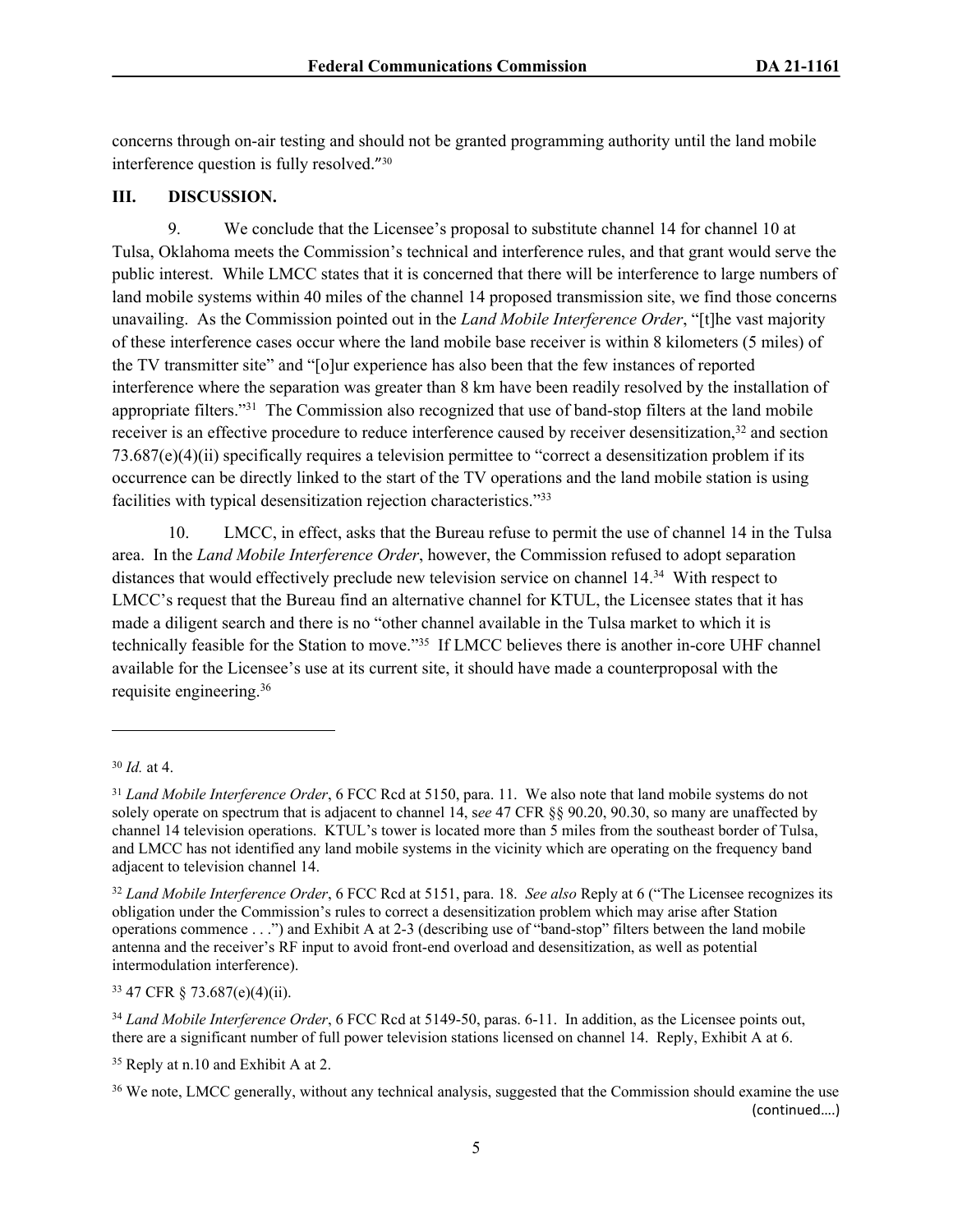concerns through on-air testing and should not be granted programming authority until the land mobile interference question is fully resolved."[30]

## III. DISCUSSION.

9. We conclude that the Licensee's proposal to substitute channel 14 for channel 10 at Tulsa, Oklahoma meets the Commission's technical and interference rules, and that grant would serve the public interest. While LMCC states that it is concerned that there will be interference to large numbers of land mobile systems within 40 miles of the channel 14 proposed transmission site, we find those concerns unavailing. As the Commission pointed out in the *Land Mobile Interference Order*, "[t]he vast majority of these interference cases occur where the land mobile base receiver is within 8 kilometers (5 miles) of the TV transmitter site" and "[o]ur experience has also been that the few instances of reported interference where the separation was greater than 8 km have been readily resolved by the installation of appropriate filters."[31] The Commission also recognized that use of band-stop filters at the land mobile receiver is an effective procedure to reduce interference caused by receiver desensitization,[32] and section 73.687(e)(4)(ii) specifically requires a television permittee to "correct a desensitization problem if its occurrence can be directly linked to the start of the TV operations and the land mobile station is using facilities with typical desensitization rejection characteristics."[33]

10. LMCC, in effect, asks that the Bureau refuse to permit the use of channel 14 in the Tulsa area. In the *Land Mobile Interference Order*, however, the Commission refused to adopt separation distances that would effectively preclude new television service on channel 14.[34] With respect to LMCC's request that the Bureau find an alternative channel for KTUL, the Licensee states that it has made a diligent search and there is no "other channel available in the Tulsa market to which it is technically feasible for the Station to move."[35] If LMCC believes there is another in-core UHF channel available for the Licensee's use at its current site, it should have made a counterproposal with the requisite engineering.[36]

---

[30] *Id.* at 4.

[31] *Land Mobile Interference Order*, 6 FCC Rcd at 5150, para. 11. We also note that land mobile systems do not solely operate on spectrum that is adjacent to channel 14, s*ee* 47 CFR §§ 90.20, 90.30, so many are unaffected by channel 14 television operations. KTUL's tower is located more than 5 miles from the southeast border of Tulsa, and LMCC has not identified any land mobile systems in the vicinity which are operating on the frequency band adjacent to television channel 14.

[32] *Land Mobile Interference Order*, 6 FCC Rcd at 5151, para. 18. *See also* Reply at 6 ("The Licensee recognizes its obligation under the Commission's rules to correct a desensitization problem which may arise after Station operations commence . . .") and Exhibit A at 2-3 (describing use of "band-stop" filters between the land mobile antenna and the receiver's RF input to avoid front-end overload and desensitization, as well as potential intermodulation interference).

[33] 47 CFR § 73.687(e)(4)(ii).

[34] *Land Mobile Interference Order*, 6 FCC Rcd at 5149-50, paras. 6-11. In addition, as the Licensee points out, there are a significant number of full power television stations licensed on channel 14. Reply, Exhibit A at 6.

[35] Reply at n.10 and Exhibit A at 2.

[36] We note, LMCC generally, without any technical analysis, suggested that the Commission should examine the use

(continued….)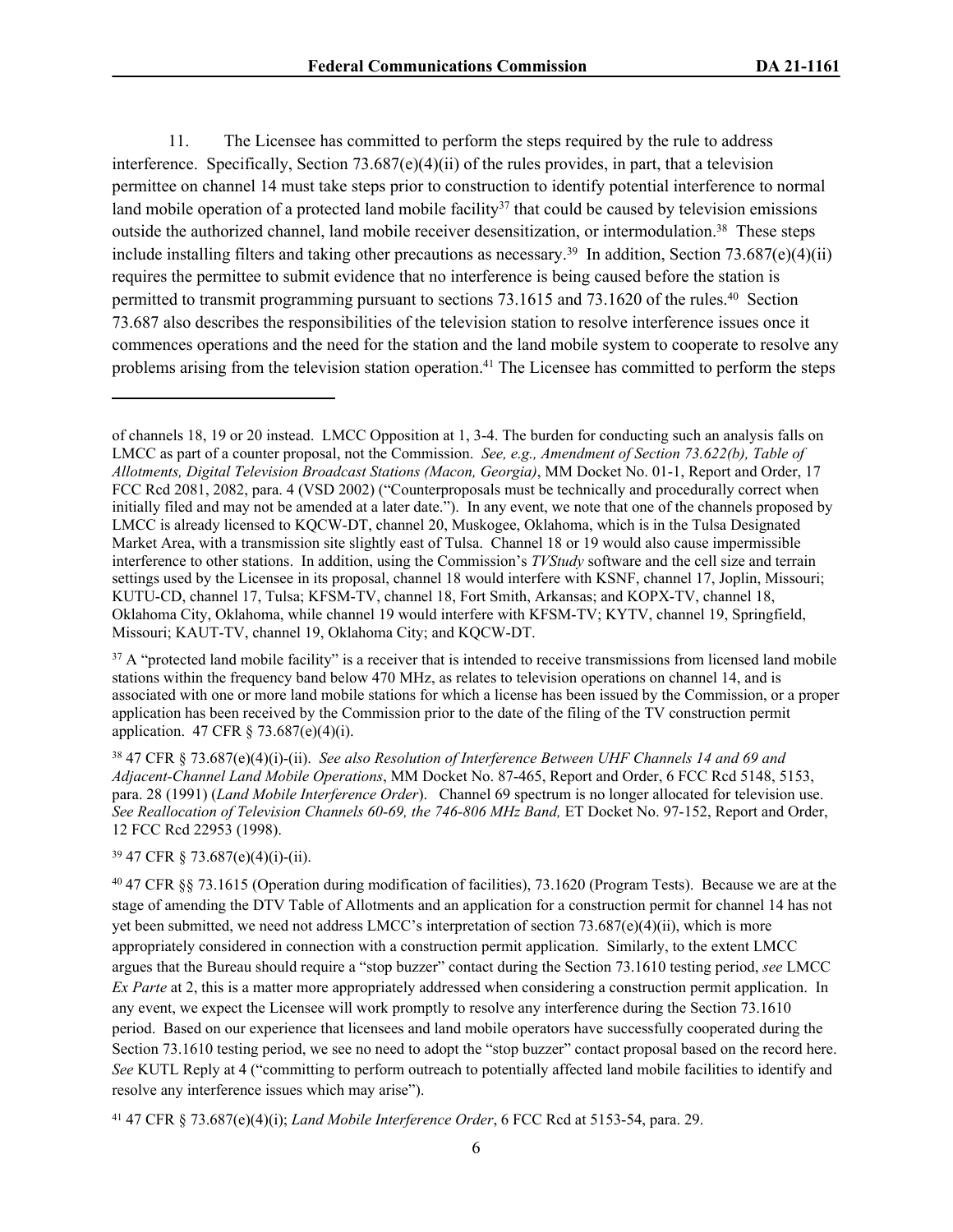11. The Licensee has committed to perform the steps required by the rule to address interference. Specifically, Section 73.687(e)(4)(ii) of the rules provides, in part, that a television permittee on channel 14 must take steps prior to construction to identify potential interference to normal land mobile operation of a protected land mobile facility[37] that could be caused by television emissions outside the authorized channel, land mobile receiver desensitization, or intermodulation.[38] These steps include installing filters and taking other precautions as necessary.[39] In addition, Section 73.687(e)(4)(ii) requires the permittee to submit evidence that no interference is being caused before the station is permitted to transmit programming pursuant to sections 73.1615 and 73.1620 of the rules.[40] Section 73.687 also describes the responsibilities of the television station to resolve interference issues once it commences operations and the need for the station and the land mobile system to cooperate to resolve any problems arising from the television station operation.[41] The Licensee has committed to perform the steps

---

of channels 18, 19 or 20 instead. LMCC Opposition at 1, 3-4. The burden for conducting such an analysis falls on LMCC as part of a counter proposal, not the Commission. *See, e.g., Amendment of Section 73.622(b), Table of Allotments, Digital Television Broadcast Stations (Macon, Georgia)*, MM Docket No. 01-1, Report and Order, 17 FCC Rcd 2081, 2082, para. 4 (VSD 2002) ("Counterproposals must be technically and procedurally correct when initially filed and may not be amended at a later date."). In any event, we note that one of the channels proposed by LMCC is already licensed to KQCW-DT, channel 20, Muskogee, Oklahoma, which is in the Tulsa Designated Market Area, with a transmission site slightly east of Tulsa. Channel 18 or 19 would also cause impermissible interference to other stations. In addition, using the Commission's *TVStudy* software and the cell size and terrain settings used by the Licensee in its proposal, channel 18 would interfere with KSNF, channel 17, Joplin, Missouri; KUTU-CD, channel 17, Tulsa; KFSM-TV, channel 18, Fort Smith, Arkansas; and KOPX-TV, channel 18, Oklahoma City, Oklahoma, while channel 19 would interfere with KFSM-TV; KYTV, channel 19, Springfield, Missouri; KAUT-TV, channel 19, Oklahoma City; and KQCW-DT.

[37] A "protected land mobile facility" is a receiver that is intended to receive transmissions from licensed land mobile stations within the frequency band below 470 MHz, as relates to television operations on channel 14, and is associated with one or more land mobile stations for which a license has been issued by the Commission, or a proper application has been received by the Commission prior to the date of the filing of the TV construction permit application. 47 CFR § 73.687(e)(4)(i).

[38] 47 CFR § 73.687(e)(4)(i)-(ii). *See also Resolution of Interference Between UHF Channels 14 and 69 and Adjacent-Channel Land Mobile Operations*, MM Docket No. 87-465, Report and Order, 6 FCC Rcd 5148, 5153, para. 28 (1991) (*Land Mobile Interference Order*). Channel 69 spectrum is no longer allocated for television use. *See Reallocation of Television Channels 60-69, the 746-806 MHz Band,* ET Docket No. 97-152, Report and Order, 12 FCC Rcd 22953 (1998).

[39] 47 CFR § 73.687(e)(4)(i)-(ii).

[40] 47 CFR §§ 73.1615 (Operation during modification of facilities), 73.1620 (Program Tests). Because we are at the stage of amending the DTV Table of Allotments and an application for a construction permit for channel 14 has not yet been submitted, we need not address LMCC's interpretation of section 73.687(e)(4)(ii), which is more appropriately considered in connection with a construction permit application. Similarly, to the extent LMCC argues that the Bureau should require a "stop buzzer" contact during the Section 73.1610 testing period, *see* LMCC *Ex Parte* at 2, this is a matter more appropriately addressed when considering a construction permit application. In any event, we expect the Licensee will work promptly to resolve any interference during the Section 73.1610 period. Based on our experience that licensees and land mobile operators have successfully cooperated during the Section 73.1610 testing period, we see no need to adopt the "stop buzzer" contact proposal based on the record here. *See* KUTL Reply at 4 ("committing to perform outreach to potentially affected land mobile facilities to identify and resolve any interference issues which may arise").

[41] 47 CFR § 73.687(e)(4)(i); *Land Mobile Interference Order*, 6 FCC Rcd at 5153-54, para. 29.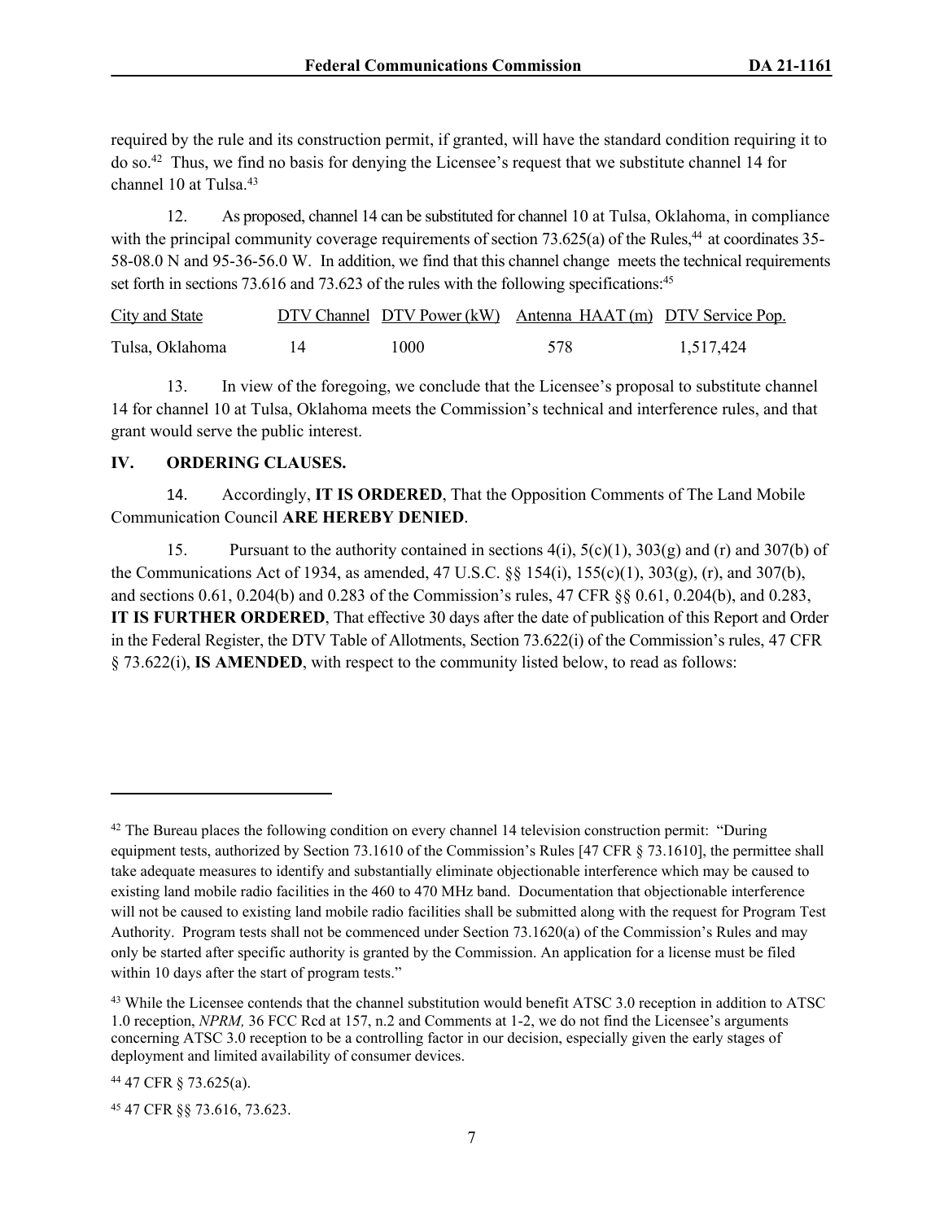required by the rule and its construction permit, if granted, will have the standard condition requiring it to do so.[42] Thus, we find no basis for denying the Licensee's request that we substitute channel 14 for channel 10 at Tulsa.[43]

12. As proposed, channel 14 can be substituted for channel 10 at Tulsa, Oklahoma, in compliance with the principal community coverage requirements of section 73.625(a) of the Rules,[44] at coordinates 35-58-08.0 N and 95-36-56.0 W. In addition, we find that this channel change meets the technical requirements set forth in sections 73.616 and 73.623 of the rules with the following specifications:[45]

| City and State | DTV Channel | DTV Power (kW) | Antenna HAAT (m) | DTV Service Pop. |
|---|---|---|---|---|
| Tulsa, Oklahoma | 14 | 1000 | 578 | 1,517,424 |

13. In view of the foregoing, we conclude that the Licensee's proposal to substitute channel 14 for channel 10 at Tulsa, Oklahoma meets the Commission's technical and interference rules, and that grant would serve the public interest.

## IV. ORDERING CLAUSES.

14. Accordingly, **IT IS ORDERED**, That the Opposition Comments of The Land Mobile Communication Council **ARE HEREBY DENIED**.

15. Pursuant to the authority contained in sections 4(i), 5(c)(1), 303(g) and (r) and 307(b) of the Communications Act of 1934, as amended, 47 U.S.C. §§ 154(i), 155(c)(1), 303(g), (r), and 307(b), and sections 0.61, 0.204(b) and 0.283 of the Commission's rules, 47 CFR §§ 0.61, 0.204(b), and 0.283, **IT IS FURTHER ORDERED**, That effective 30 days after the date of publication of this Report and Order in the Federal Register, the DTV Table of Allotments, Section 73.622(i) of the Commission's rules, 47 CFR § 73.622(i), **IS AMENDED**, with respect to the community listed below, to read as follows:

---

[42] The Bureau places the following condition on every channel 14 television construction permit: "During equipment tests, authorized by Section 73.1610 of the Commission's Rules [47 CFR § 73.1610], the permittee shall take adequate measures to identify and substantially eliminate objectionable interference which may be caused to existing land mobile radio facilities in the 460 to 470 MHz band. Documentation that objectionable interference will not be caused to existing land mobile radio facilities shall be submitted along with the request for Program Test Authority. Program tests shall not be commenced under Section 73.1620(a) of the Commission's Rules and may only be started after specific authority is granted by the Commission. An application for a license must be filed within 10 days after the start of program tests."

[43] While the Licensee contends that the channel substitution would benefit ATSC 3.0 reception in addition to ATSC 1.0 reception, *NPRM,* 36 FCC Rcd at 157, n.2 and Comments at 1-2, we do not find the Licensee's arguments concerning ATSC 3.0 reception to be a controlling factor in our decision, especially given the early stages of deployment and limited availability of consumer devices.

[44] 47 CFR § 73.625(a).

[45] 47 CFR §§ 73.616, 73.623.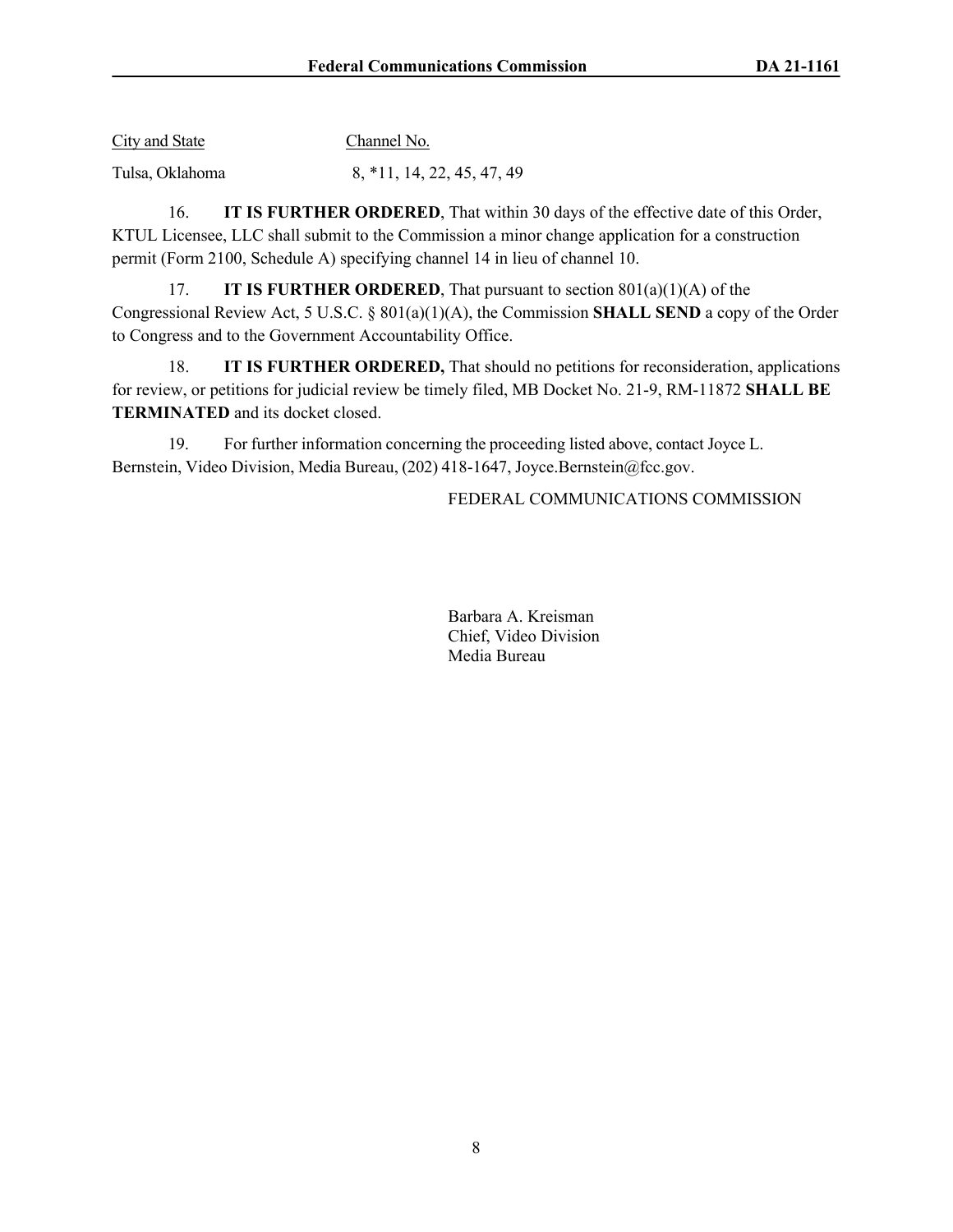| City and State | Channel No. |
| --- | --- |
| Tulsa, Oklahoma | 8, *11, 14, 22, 45, 47, 49 |

16. **IT IS FURTHER ORDERED**, That within 30 days of the effective date of this Order, KTUL Licensee, LLC shall submit to the Commission a minor change application for a construction permit (Form 2100, Schedule A) specifying channel 14 in lieu of channel 10.

17. **IT IS FURTHER ORDERED**, That pursuant to section 801(a)(1)(A) of the Congressional Review Act, 5 U.S.C. § 801(a)(1)(A), the Commission **SHALL SEND** a copy of the Order to Congress and to the Government Accountability Office.

18. **IT IS FURTHER ORDERED,** That should no petitions for reconsideration, applications for review, or petitions for judicial review be timely filed, MB Docket No. 21-9, RM-11872 **SHALL BE TERMINATED** and its docket closed.

19. For further information concerning the proceeding listed above, contact Joyce L. Bernstein, Video Division, Media Bureau, (202) 418-1647, Joyce.Bernstein@fcc.gov.

FEDERAL COMMUNICATIONS COMMISSION

Barbara A. Kreisman
Chief, Video Division
Media Bureau